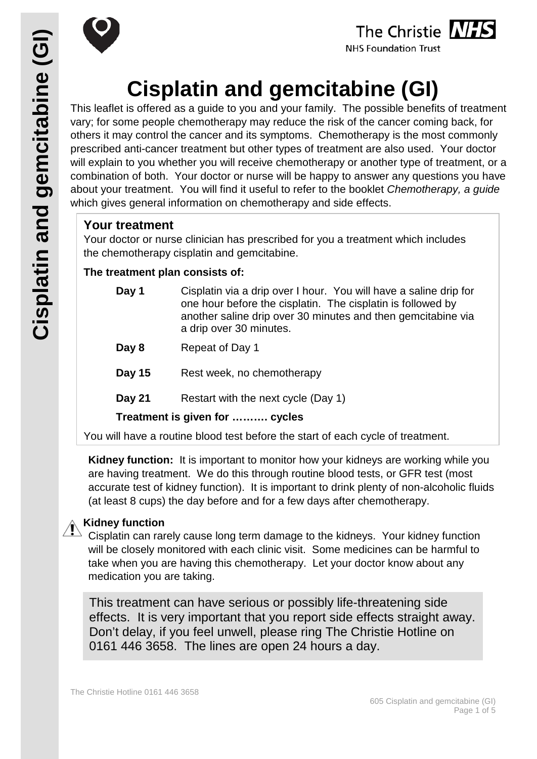# Cisplatin and gemcitabine (GI)

This leaflet is offered as a guide to you and your family. The possible benefits of treatment vary; for some people chemotherapy may reduce the risk of the cancer coming back, for others it may control the cancer and its symptoms. Chemotherapy is the most commonly prescribed anti-cancer treatment but other types of treatment are also used. Your doctor will explain to you whether you will receive chemotherapy or another type of treatment, or a combination of both. Your doctor or nurse will be happy to answer any questions you have about your treatment. You will find it useful to refer to the booklet *Chemotherapy, a guide* which gives general information on chemotherapy and side effects.

## Your treatment

Your doctor or nurse clinician has prescribed for you a treatment which includes the chemotherapy cisplatin and gemcitabine.

**The treatment plan consists of:**

**Day 1** Cisplatin via a drip over I hour. You will have a saline drip for one hour before the cisplatin. The cisplatin is followed by another saline drip over 30 minutes and then gemcitabine via a drip over 30 minutes.

**Day 8** Repeat of Day 1

**Day 15** Rest week, no chemotherapy

**Day 21** Restart with the next cycle (Day 1)

**Treatment is given for ………. cycles**

You will have a routine blood test before the start of each cycle of treatment.

**Kidney function:** It is important to monitor how your kidneys are working while you are having treatment. We do this through routine blood tests, or GFR test (most accurate test of kidney function). It is important to drink plenty of non-alcoholic fluids (at least 8 cups) the day before and for a few days after chemotherapy.

**Kidney function**

Cisplatin can rarely cause long term damage to the kidneys. Your kidney function will be closely monitored with each clinic visit. Some medicines can be harmful to take when you are having this chemotherapy. Let your doctor know about any medication you are taking.

This treatment can have serious or possibly life-threatening side effects. It is very important that you report side effects straight away. Don't delay, if you feel unwell, please ring The Christie Hotline on 0161 446 3658. The lines are open 24 hours a day.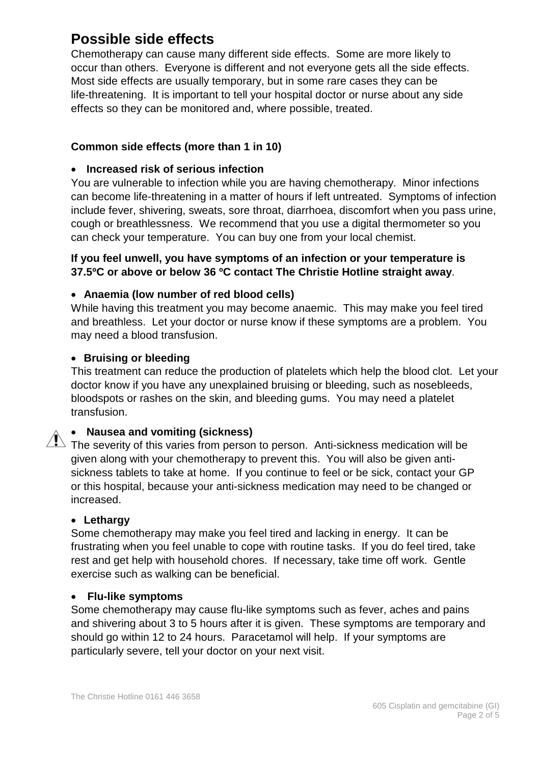# Possible side effects

Chemotherapy can cause many different side effects. Some are more likely to occur than others. Everyone is different and not everyone gets all the side effects. Most side effects are usually temporary, but in some rare cases they can be life-threatening. It is important to tell your hospital doctor or nurse about any side effects so they can be monitored and, where possible, treated.

**Common side effects (more than 1 in 10)**

- **Increased risk of serious infection**

You are vulnerable to infection while you are having chemotherapy. Minor infections can become life-threatening in a matter of hours if left untreated. Symptoms of infection include fever, shivering, sweats, sore throat, diarrhoea, discomfort when you pass urine, cough or breathlessness. We recommend that you use a digital thermometer so you can check your temperature. You can buy one from your local chemist.

**If you feel unwell, you have symptoms of an infection or your temperature is 37.5ºC or above or below 36 ºC contact The Christie Hotline straight away**.

- **Anaemia (low number of red blood cells)**

While having this treatment you may become anaemic. This may make you feel tired and breathless. Let your doctor or nurse know if these symptoms are a problem. You may need a blood transfusion.

- **Bruising or bleeding**

This treatment can reduce the production of platelets which help the blood clot. Let your doctor know if you have any unexplained bruising or bleeding, such as nosebleeds, bloodspots or rashes on the skin, and bleeding gums. You may need a platelet transfusion.

- ⚠ **Nausea and vomiting (sickness)**

The severity of this varies from person to person. Anti-sickness medication will be given along with your chemotherapy to prevent this. You will also be given anti-sickness tablets to take at home. If you continue to feel or be sick, contact your GP or this hospital, because your anti-sickness medication may need to be changed or increased.

- **Lethargy**

Some chemotherapy may make you feel tired and lacking in energy. It can be frustrating when you feel unable to cope with routine tasks. If you do feel tired, take rest and get help with household chores. If necessary, take time off work. Gentle exercise such as walking can be beneficial.

- **Flu-like symptoms**

Some chemotherapy may cause flu-like symptoms such as fever, aches and pains and shivering about 3 to 5 hours after it is given. These symptoms are temporary and should go within 12 to 24 hours. Paracetamol will help. If your symptoms are particularly severe, tell your doctor on your next visit.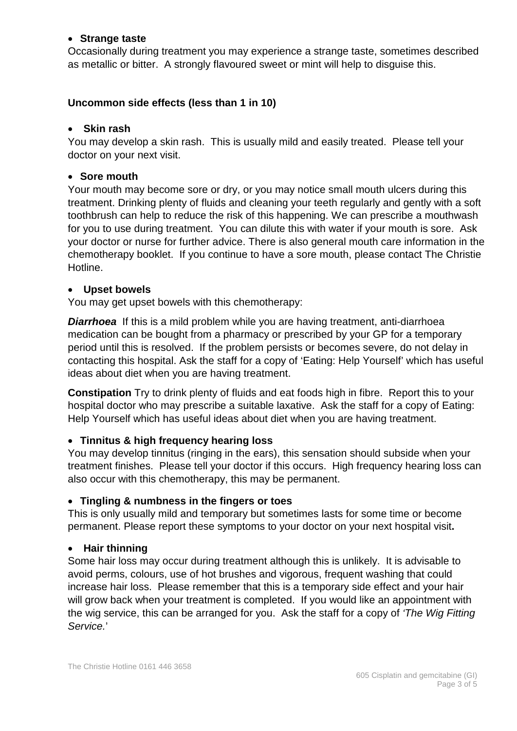- **Strange taste**

Occasionally during treatment you may experience a strange taste, sometimes described as metallic or bitter. A strongly flavoured sweet or mint will help to disguise this.

**Uncommon side effects (less than 1 in 10)**

- **Skin rash**

You may develop a skin rash. This is usually mild and easily treated. Please tell your doctor on your next visit.

- **Sore mouth**

Your mouth may become sore or dry, or you may notice small mouth ulcers during this treatment. Drinking plenty of fluids and cleaning your teeth regularly and gently with a soft toothbrush can help to reduce the risk of this happening. We can prescribe a mouthwash for you to use during treatment. You can dilute this with water if your mouth is sore. Ask your doctor or nurse for further advice. There is also general mouth care information in the chemotherapy booklet. If you continue to have a sore mouth, please contact The Christie Hotline.

- **Upset bowels**

You may get upset bowels with this chemotherapy:

***Diarrhoea*** If this is a mild problem while you are having treatment, anti-diarrhoea medication can be bought from a pharmacy or prescribed by your GP for a temporary period until this is resolved. If the problem persists or becomes severe, do not delay in contacting this hospital. Ask the staff for a copy of 'Eating: Help Yourself' which has useful ideas about diet when you are having treatment.

**Constipation** Try to drink plenty of fluids and eat foods high in fibre. Report this to your hospital doctor who may prescribe a suitable laxative. Ask the staff for a copy of Eating: Help Yourself which has useful ideas about diet when you are having treatment.

- **Tinnitus & high frequency hearing loss**

You may develop tinnitus (ringing in the ears), this sensation should subside when your treatment finishes. Please tell your doctor if this occurs. High frequency hearing loss can also occur with this chemotherapy, this may be permanent.

- **Tingling & numbness in the fingers or toes**

This is only usually mild and temporary but sometimes lasts for some time or become permanent. Please report these symptoms to your doctor on your next hospital visit**.**

- **Hair thinning**

Some hair loss may occur during treatment although this is unlikely. It is advisable to avoid perms, colours, use of hot brushes and vigorous, frequent washing that could increase hair loss. Please remember that this is a temporary side effect and your hair will grow back when your treatment is completed. If you would like an appointment with the wig service, this can be arranged for you. Ask the staff for a copy of *'The Wig Fitting Service.*'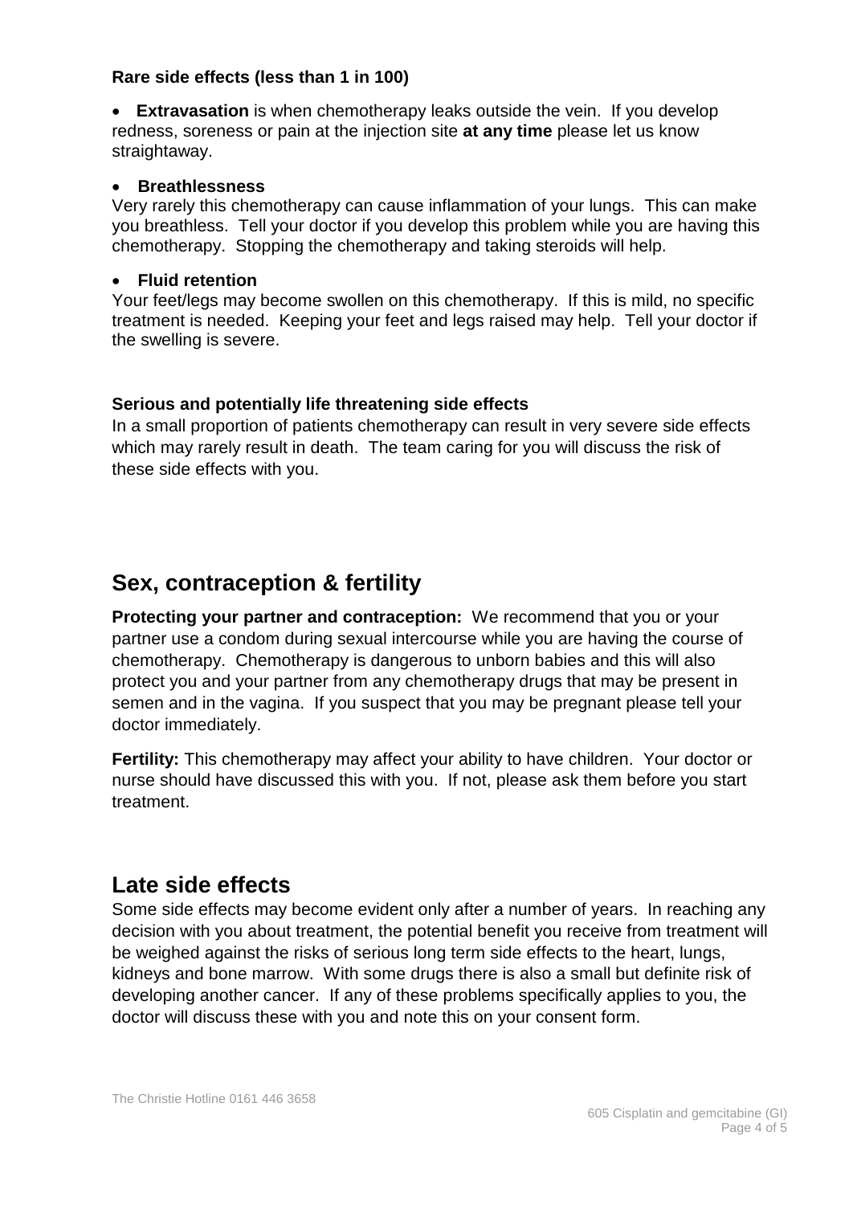**Rare side effects (less than 1 in 100)**

- **Extravasation** is when chemotherapy leaks outside the vein. If you develop redness, soreness or pain at the injection site **at any time** please let us know straightaway.

- **Breathlessness**

Very rarely this chemotherapy can cause inflammation of your lungs. This can make you breathless. Tell your doctor if you develop this problem while you are having this chemotherapy. Stopping the chemotherapy and taking steroids will help.

- **Fluid retention**

Your feet/legs may become swollen on this chemotherapy. If this is mild, no specific treatment is needed. Keeping your feet and legs raised may help. Tell your doctor if the swelling is severe.

**Serious and potentially life threatening side effects**

In a small proportion of patients chemotherapy can result in very severe side effects which may rarely result in death. The team caring for you will discuss the risk of these side effects with you.

## Sex, contraception & fertility

**Protecting your partner and contraception:** We recommend that you or your partner use a condom during sexual intercourse while you are having the course of chemotherapy. Chemotherapy is dangerous to unborn babies and this will also protect you and your partner from any chemotherapy drugs that may be present in semen and in the vagina. If you suspect that you may be pregnant please tell your doctor immediately.

**Fertility:** This chemotherapy may affect your ability to have children. Your doctor or nurse should have discussed this with you. If not, please ask them before you start treatment.

## Late side effects

Some side effects may become evident only after a number of years. In reaching any decision with you about treatment, the potential benefit you receive from treatment will be weighed against the risks of serious long term side effects to the heart, lungs, kidneys and bone marrow. With some drugs there is also a small but definite risk of developing another cancer. If any of these problems specifically applies to you, the doctor will discuss these with you and note this on your consent form.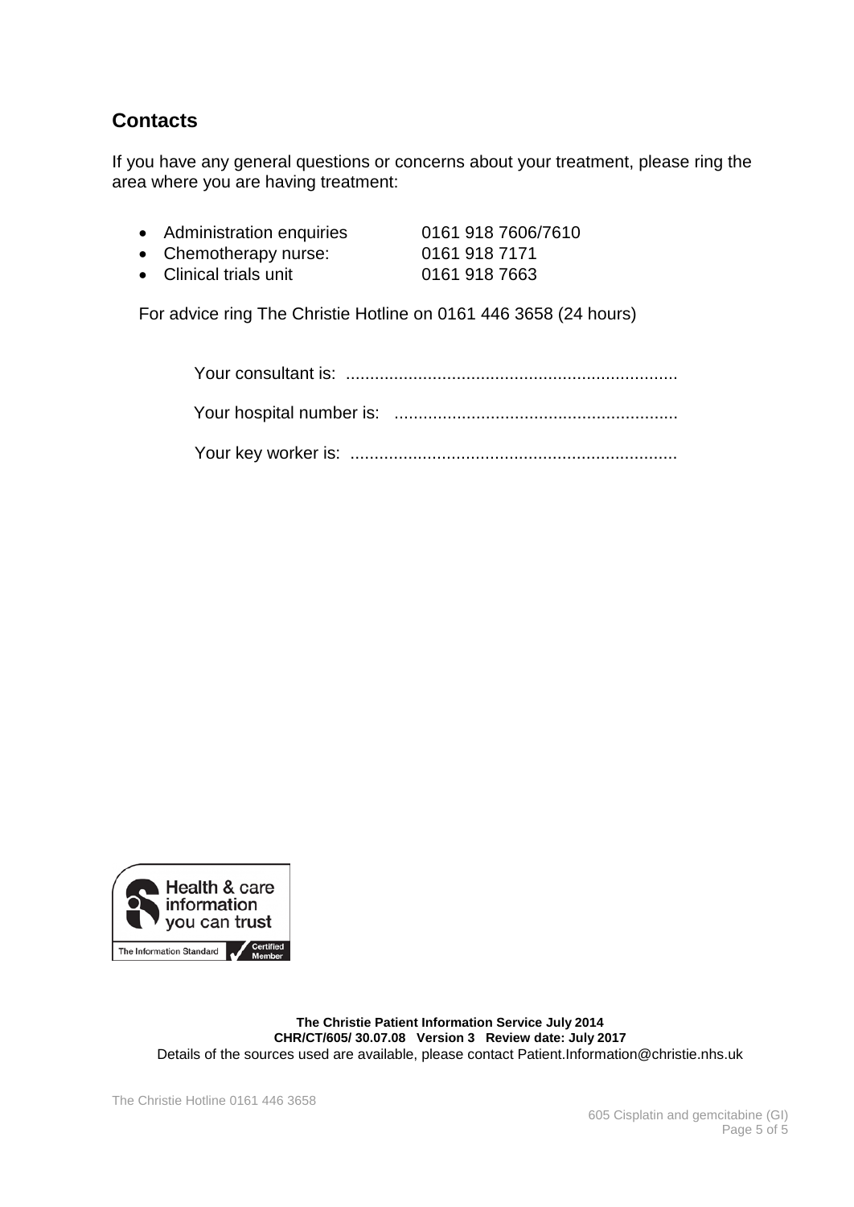## Contacts

If you have any general questions or concerns about your treatment, please ring the area where you are having treatment:

- Administration enquiries 0161 918 7606/7610
- Chemotherapy nurse: 0161 918 7171
- Clinical trials unit 0161 918 7663

For advice ring The Christie Hotline on 0161 446 3658 (24 hours)

Your consultant is: ....................................................................

Your hospital number is: ..........................................................

Your key worker is: ...................................................................

Health & care information you can trust
The Information Standard Certified Member

**The Christie Patient Information Service July 2014**
**CHR/CT/605/ 30.07.08 Version 3 Review date: July 2017**
Details of the sources used are available, please contact Patient.Information@christie.nhs.uk